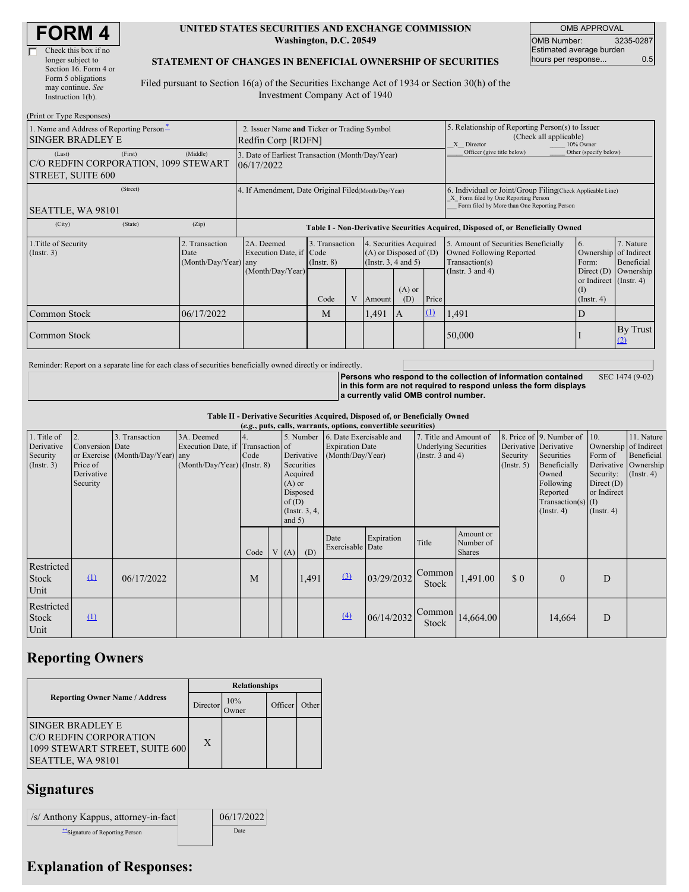# FORM 4

☐ Check this box if no longer subject to Section 16. Form 4 or Form 5 obligations may continue. *See* Instruction 1(b).

**UNITED STATES SECURITIES AND EXCHANGE COMMISSION**
**Washington, D.C. 20549**

**STATEMENT OF CHANGES IN BENEFICIAL OWNERSHIP OF SECURITIES**

Filed pursuant to Section 16(a) of the Securities Exchange Act of 1934 or Section 30(h) of the Investment Company Act of 1940

| OMB APPROVAL | |
|---|---|
| OMB Number: | 3235-0287 |
| Estimated average burden hours per response... | 0.5 |

(Print or Type Responses)

| 1. Name and Address of Reporting Person * | 2. Issuer Name **and** Ticker or Trading Symbol | 5. Relationship of Reporting Person(s) to Issuer (Check all applicable) |
|---|---|---|
| SINGER BRADLEY E | Redfin Corp [RDFN] | _X_ Director ___ 10% Owner ___ Officer (give title below) ___ Other (specify below) |
| (Last) (First) (Middle) C/O REDFIN CORPORATION, 1099 STEWART STREET, SUITE 600 | 3. Date of Earliest Transaction (Month/Day/Year) 06/17/2022 | |
| (Street) SEATTLE, WA 98101 | 4. If Amendment, Date Original Filed (Month/Day/Year) | 6. Individual or Joint/Group Filing (Check Applicable Line) _X_ Form filed by One Reporting Person ___ Form filed by More than One Reporting Person |
| (City) (State) (Zip) | | |

**Table I - Non-Derivative Securities Acquired, Disposed of, or Beneficially Owned**

| 1.Title of Security (Instr. 3) | 2. Transaction Date (Month/Day/Year) | 2A. Deemed Execution Date, if any (Month/Day/Year) | 3. Transaction Code (Instr. 8) | | 4. Securities Acquired (A) or Disposed of (D) (Instr. 3, 4 and 5) | | | 5. Amount of Securities Beneficially Owned Following Reported Transaction(s) (Instr. 3 and 4) | 6. Ownership Form: Direct (D) or Indirect (I) (Instr. 4) | 7. Nature of Indirect Beneficial Ownership (Instr. 4) |
|---|---|---|---|---|---|---|---|---|---|---|
| | | | Code | V | Amount | (A) or (D) | Price | | | |
| Common Stock | 06/17/2022 | | M | | 1,491 | A | (1) | 1,491 | D | |
| Common Stock | | | | | | | | 50,000 | I | By Trust (2) |

Reminder: Report on a separate line for each class of securities beneficially owned directly or indirectly.

**Persons who respond to the collection of information contained in this form are not required to respond unless the form displays a currently valid OMB control number.** SEC 1474 (9-02)

**Table II - Derivative Securities Acquired, Disposed of, or Beneficially Owned**
***(e.g.*, puts, calls, warrants, options, convertible securities)**

| 1. Title of Derivative Security (Instr. 3) | 2. Conversion or Exercise Price of Derivative Security | 3. Transaction Date (Month/Day/Year) | 3A. Deemed Execution Date, if any (Month/Day/Year) | 4. Transaction Code (Instr. 8) | | 5. Number of Derivative Securities Acquired (A) or Disposed of (D) (Instr. 3, 4, and 5) | | 6. Date Exercisable and Expiration Date (Month/Day/Year) | | 7. Title and Amount of Underlying Securities (Instr. 3 and 4) | | 8. Price of Derivative Security (Instr. 5) | 9. Number of Derivative Securities Beneficially Owned Following Reported Transaction(s) (Instr. 4) | 10. Ownership Form of Derivative Security: Direct (D) or Indirect (I) (Instr. 4) | 11. Nature of Indirect Beneficial Ownership (Instr. 4) |
|---|---|---|---|---|---|---|---|---|---|---|---|---|---|---|---|
| | | | | Code | V | (A) | (D) | Date Exercisable | Expiration Date | Title | Amount or Number of Shares | | | | |
| Restricted Stock Unit | (1) | 06/17/2022 | | M | | | 1,491 | (3) | 03/29/2032 | Common Stock | 1,491.00 | $ 0 | 0 | D | |
| Restricted Stock Unit | (1) | | | | | | | (4) | 06/14/2032 | Common Stock | 14,664.00 | | 14,664 | D | |

## Reporting Owners

| Reporting Owner Name / Address | Relationships | | | |
|---|---|---|---|---|
| | Director | 10% Owner | Officer | Other |
| SINGER BRADLEY E C/O REDFIN CORPORATION 1099 STEWART STREET, SUITE 600 SEATTLE, WA 98101 | X | | | |

## Signatures

| /s/ Anthony Kappus, attorney-in-fact | 06/17/2022 |
|---|---|
| ** Signature of Reporting Person | Date |

## Explanation of Responses: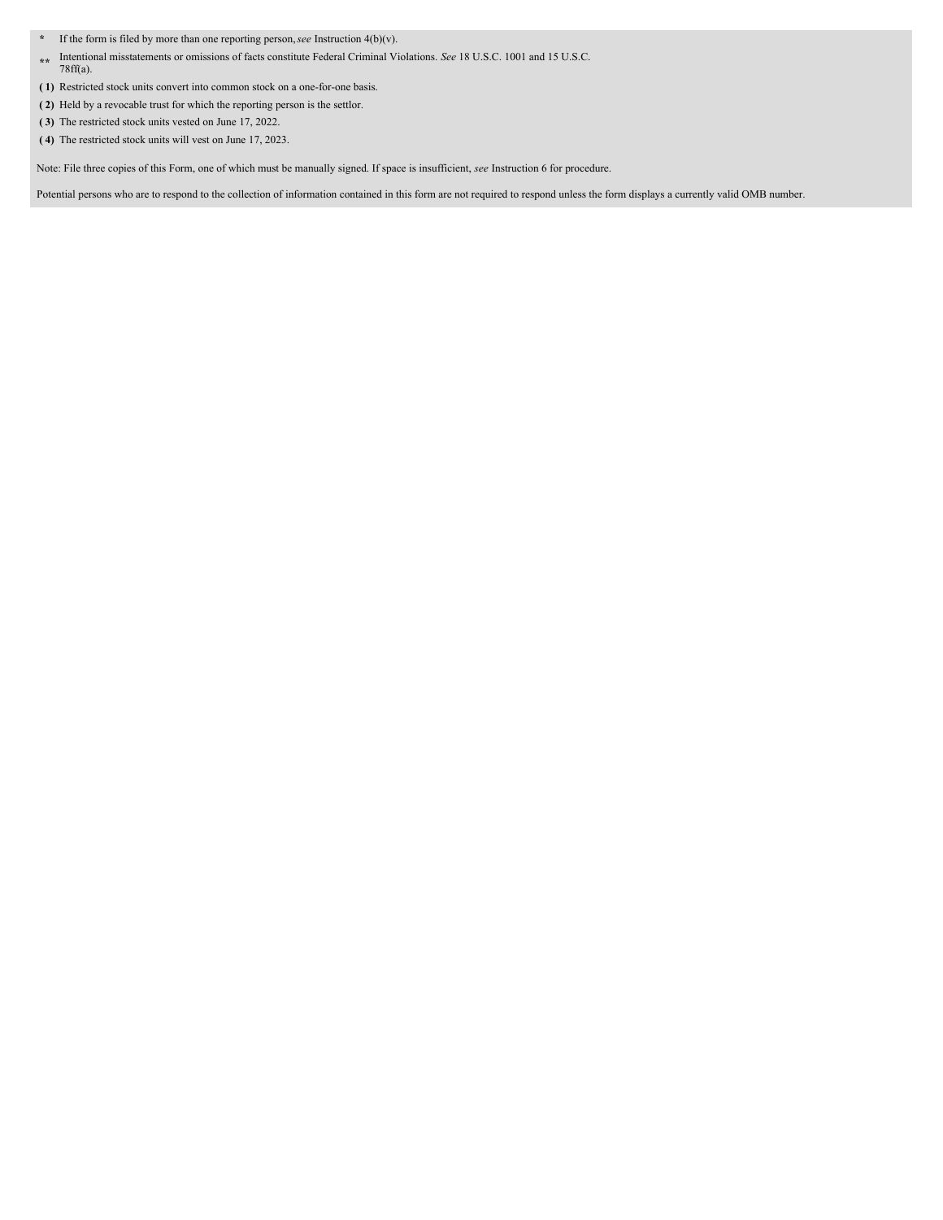\* If the form is filed by more than one reporting person, *see* Instruction 4(b)(v).

\*\* Intentional misstatements or omissions of facts constitute Federal Criminal Violations. *See* 18 U.S.C. 1001 and 15 U.S.C. 78ff(a).

**( 1)** Restricted stock units convert into common stock on a one-for-one basis.

**( 2)** Held by a revocable trust for which the reporting person is the settlor.

**( 3)** The restricted stock units vested on June 17, 2022.

**( 4)** The restricted stock units will vest on June 17, 2023.

Note: File three copies of this Form, one of which must be manually signed. If space is insufficient, *see* Instruction 6 for procedure.

Potential persons who are to respond to the collection of information contained in this form are not required to respond unless the form displays a currently valid OMB number.